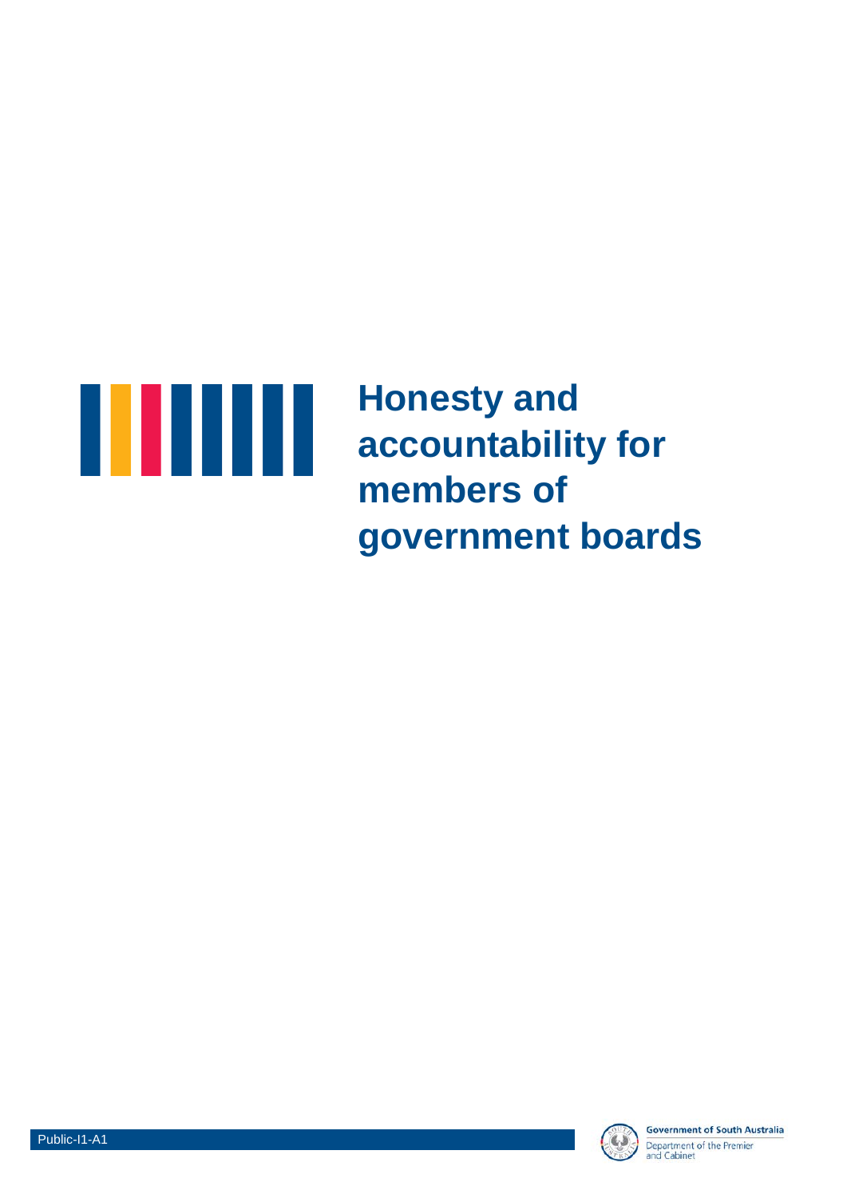# Honesty and accountability for members of government boards

Public-I1-A1

Government of South Australia

Department of the Premier and Cabinet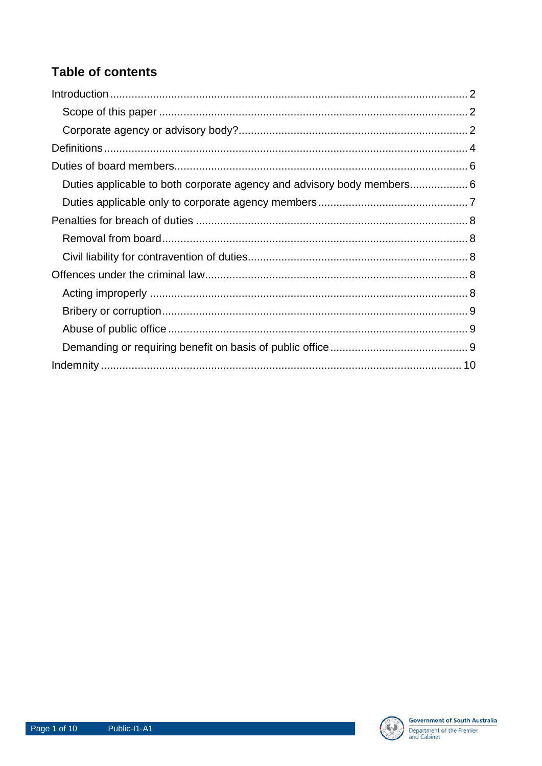## Table of contents

- Introduction ........ 2
  - Scope of this paper ........ 2
  - Corporate agency or advisory body? ........ 2
- Definitions ........ 4
- Duties of board members ........ 6
  - Duties applicable to both corporate agency and advisory body members ........ 6
  - Duties applicable only to corporate agency members ........ 7
- Penalties for breach of duties ........ 8
  - Removal from board ........ 8
  - Civil liability for contravention of duties ........ 8
- Offences under the criminal law ........ 8
  - Acting improperly ........ 8
  - Bribery or corruption ........ 9
  - Abuse of public office ........ 9
  - Demanding or requiring benefit on basis of public office ........ 9
- Indemnity ........ 10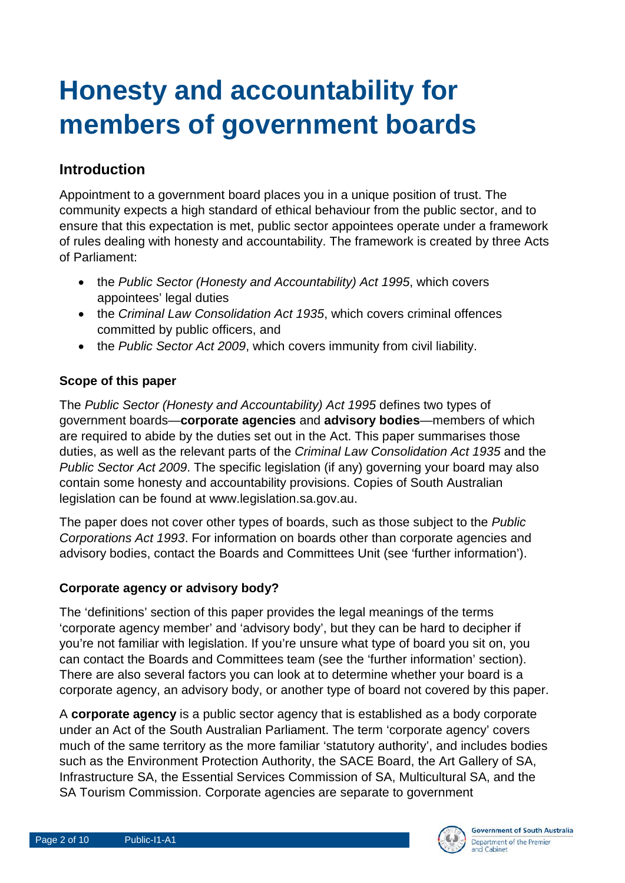# Honesty and accountability for members of government boards

## Introduction

Appointment to a government board places you in a unique position of trust. The community expects a high standard of ethical behaviour from the public sector, and to ensure that this expectation is met, public sector appointees operate under a framework of rules dealing with honesty and accountability. The framework is created by three Acts of Parliament:

- the *Public Sector (Honesty and Accountability) Act 1995*, which covers appointees' legal duties
- the *Criminal Law Consolidation Act 1935*, which covers criminal offences committed by public officers, and
- the *Public Sector Act 2009*, which covers immunity from civil liability.

### Scope of this paper

The *Public Sector (Honesty and Accountability) Act 1995* defines two types of government boards—**corporate agencies** and **advisory bodies**—members of which are required to abide by the duties set out in the Act. This paper summarises those duties, as well as the relevant parts of the *Criminal Law Consolidation Act 1935* and the *Public Sector Act 2009*. The specific legislation (if any) governing your board may also contain some honesty and accountability provisions. Copies of South Australian legislation can be found at www.legislation.sa.gov.au.

The paper does not cover other types of boards, such as those subject to the *Public Corporations Act 1993*. For information on boards other than corporate agencies and advisory bodies, contact the Boards and Committees Unit (see 'further information').

### Corporate agency or advisory body?

The 'definitions' section of this paper provides the legal meanings of the terms 'corporate agency member' and 'advisory body', but they can be hard to decipher if you're not familiar with legislation. If you're unsure what type of board you sit on, you can contact the Boards and Committees team (see the 'further information' section). There are also several factors you can look at to determine whether your board is a corporate agency, an advisory body, or another type of board not covered by this paper.

A **corporate agency** is a public sector agency that is established as a body corporate under an Act of the South Australian Parliament. The term 'corporate agency' covers much of the same territory as the more familiar 'statutory authority', and includes bodies such as the Environment Protection Authority, the SACE Board, the Art Gallery of SA, Infrastructure SA, the Essential Services Commission of SA, Multicultural SA, and the SA Tourism Commission. Corporate agencies are separate to government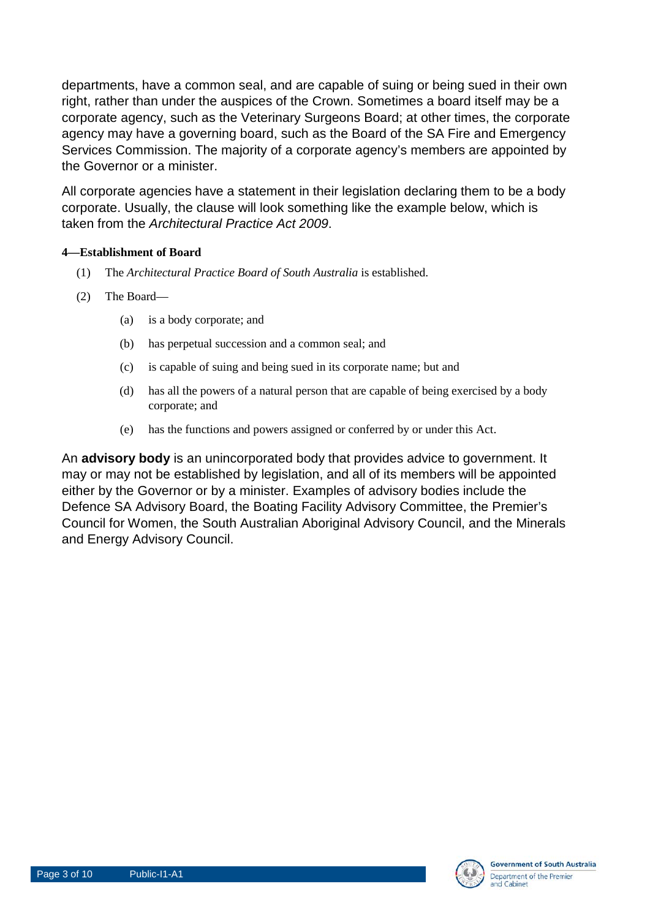departments, have a common seal, and are capable of suing or being sued in their own right, rather than under the auspices of the Crown. Sometimes a board itself may be a corporate agency, such as the Veterinary Surgeons Board; at other times, the corporate agency may have a governing board, such as the Board of the SA Fire and Emergency Services Commission. The majority of a corporate agency's members are appointed by the Governor or a minister.

All corporate agencies have a statement in their legislation declaring them to be a body corporate. Usually, the clause will look something like the example below, which is taken from the *Architectural Practice Act 2009*.

**4—Establishment of Board**

(1) The *Architectural Practice Board of South Australia* is established.

(2) The Board—

- (a) is a body corporate; and
- (b) has perpetual succession and a common seal; and
- (c) is capable of suing and being sued in its corporate name; but and
- (d) has all the powers of a natural person that are capable of being exercised by a body corporate; and
- (e) has the functions and powers assigned or conferred by or under this Act.

An **advisory body** is an unincorporated body that provides advice to government. It may or may not be established by legislation, and all of its members will be appointed either by the Governor or by a minister. Examples of advisory bodies include the Defence SA Advisory Board, the Boating Facility Advisory Committee, the Premier's Council for Women, the South Australian Aboriginal Advisory Council, and the Minerals and Energy Advisory Council.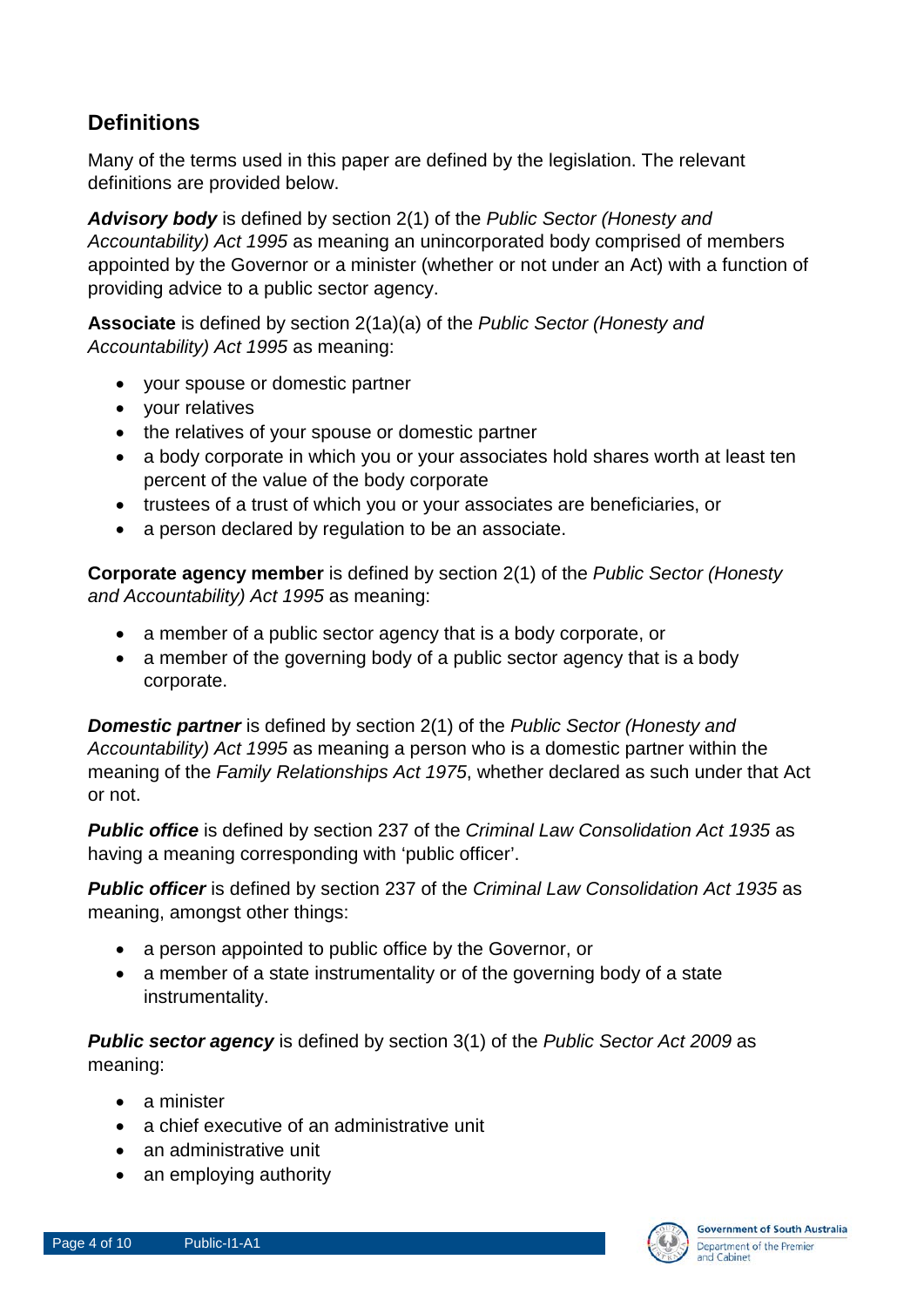## Definitions

Many of the terms used in this paper are defined by the legislation. The relevant definitions are provided below.

***Advisory body*** is defined by section 2(1) of the *Public Sector (Honesty and Accountability) Act 1995* as meaning an unincorporated body comprised of members appointed by the Governor or a minister (whether or not under an Act) with a function of providing advice to a public sector agency.

**Associate** is defined by section 2(1a)(a) of the *Public Sector (Honesty and Accountability) Act 1995* as meaning:

- your spouse or domestic partner
- your relatives
- the relatives of your spouse or domestic partner
- a body corporate in which you or your associates hold shares worth at least ten percent of the value of the body corporate
- trustees of a trust of which you or your associates are beneficiaries, or
- a person declared by regulation to be an associate.

**Corporate agency member** is defined by section 2(1) of the *Public Sector (Honesty and Accountability) Act 1995* as meaning:

- a member of a public sector agency that is a body corporate, or
- a member of the governing body of a public sector agency that is a body corporate.

***Domestic partner*** is defined by section 2(1) of the *Public Sector (Honesty and Accountability) Act 1995* as meaning a person who is a domestic partner within the meaning of the *Family Relationships Act 1975*, whether declared as such under that Act or not.

***Public office*** is defined by section 237 of the *Criminal Law Consolidation Act 1935* as having a meaning corresponding with 'public officer'.

***Public officer*** is defined by section 237 of the *Criminal Law Consolidation Act 1935* as meaning, amongst other things:

- a person appointed to public office by the Governor, or
- a member of a state instrumentality or of the governing body of a state instrumentality.

***Public sector agency*** is defined by section 3(1) of the *Public Sector Act 2009* as meaning:

- a minister
- a chief executive of an administrative unit
- an administrative unit
- an employing authority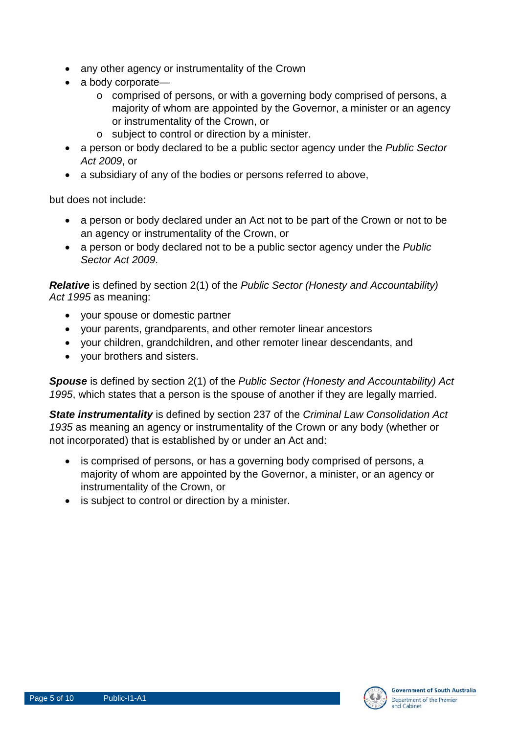- any other agency or instrumentality of the Crown
- a body corporate—
  - comprised of persons, or with a governing body comprised of persons, a majority of whom are appointed by the Governor, a minister or an agency or instrumentality of the Crown, or
  - subject to control or direction by a minister.
- a person or body declared to be a public sector agency under the *Public Sector Act 2009*, or
- a subsidiary of any of the bodies or persons referred to above,

but does not include:

- a person or body declared under an Act not to be part of the Crown or not to be an agency or instrumentality of the Crown, or
- a person or body declared not to be a public sector agency under the *Public Sector Act 2009*.

***Relative*** is defined by section 2(1) of the *Public Sector (Honesty and Accountability) Act 1995* as meaning:

- your spouse or domestic partner
- your parents, grandparents, and other remoter linear ancestors
- your children, grandchildren, and other remoter linear descendants, and
- your brothers and sisters.

***Spouse*** is defined by section 2(1) of the *Public Sector (Honesty and Accountability) Act 1995*, which states that a person is the spouse of another if they are legally married.

***State instrumentality*** is defined by section 237 of the *Criminal Law Consolidation Act 1935* as meaning an agency or instrumentality of the Crown or any body (whether or not incorporated) that is established by or under an Act and:

- is comprised of persons, or has a governing body comprised of persons, a majority of whom are appointed by the Governor, a minister, or an agency or instrumentality of the Crown, or
- is subject to control or direction by a minister.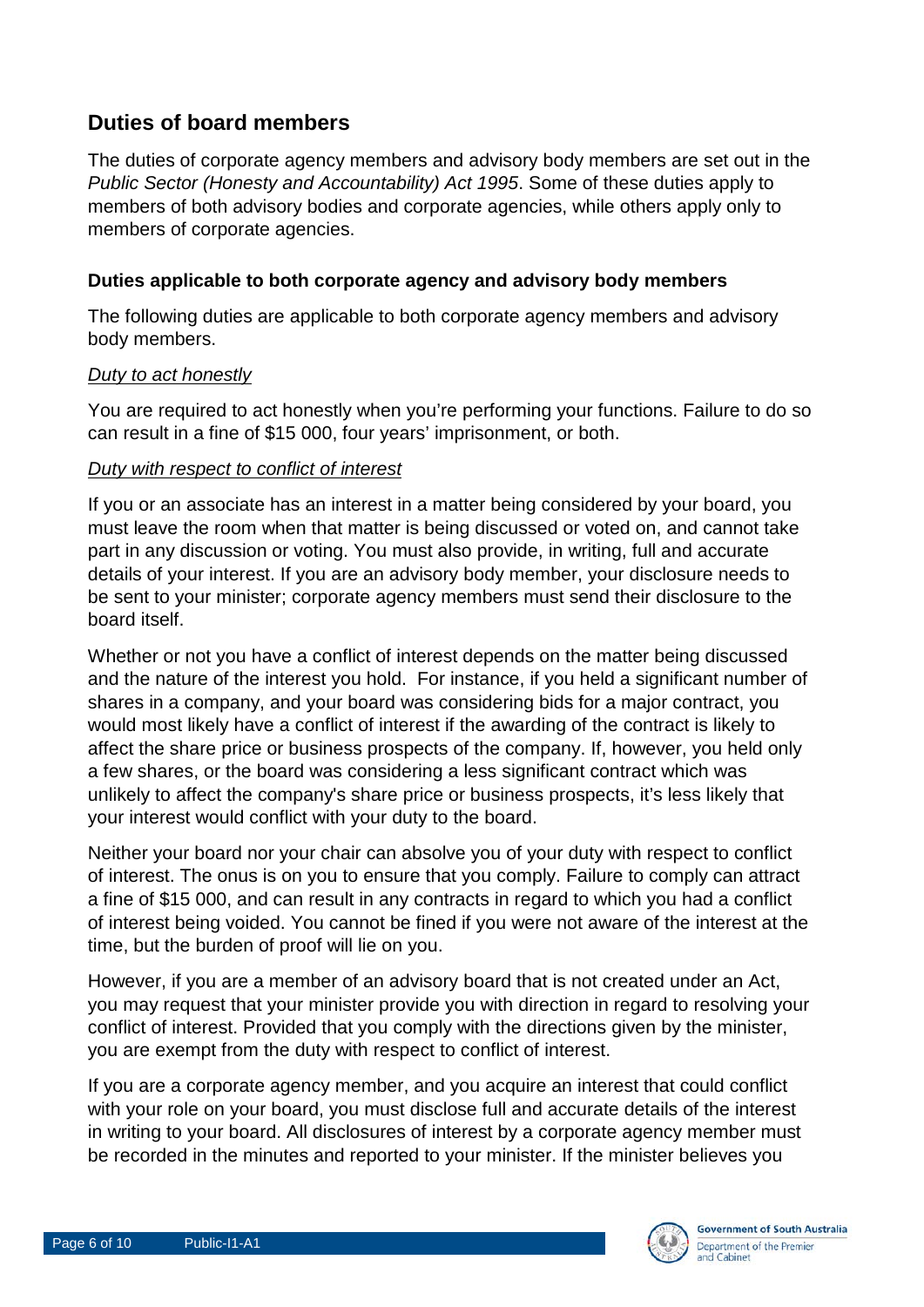## Duties of board members

The duties of corporate agency members and advisory body members are set out in the *Public Sector (Honesty and Accountability) Act 1995*. Some of these duties apply to members of both advisory bodies and corporate agencies, while others apply only to members of corporate agencies.

### Duties applicable to both corporate agency and advisory body members

The following duties are applicable to both corporate agency members and advisory body members.

*Duty to act honestly*

You are required to act honestly when you're performing your functions. Failure to do so can result in a fine of $15 000, four years' imprisonment, or both.

*Duty with respect to conflict of interest*

If you or an associate has an interest in a matter being considered by your board, you must leave the room when that matter is being discussed or voted on, and cannot take part in any discussion or voting. You must also provide, in writing, full and accurate details of your interest. If you are an advisory body member, your disclosure needs to be sent to your minister; corporate agency members must send their disclosure to the board itself.

Whether or not you have a conflict of interest depends on the matter being discussed and the nature of the interest you hold. For instance, if you held a significant number of shares in a company, and your board was considering bids for a major contract, you would most likely have a conflict of interest if the awarding of the contract is likely to affect the share price or business prospects of the company. If, however, you held only a few shares, or the board was considering a less significant contract which was unlikely to affect the company's share price or business prospects, it's less likely that your interest would conflict with your duty to the board.

Neither your board nor your chair can absolve you of your duty with respect to conflict of interest. The onus is on you to ensure that you comply. Failure to comply can attract a fine of $15 000, and can result in any contracts in regard to which you had a conflict of interest being voided. You cannot be fined if you were not aware of the interest at the time, but the burden of proof will lie on you.

However, if you are a member of an advisory board that is not created under an Act, you may request that your minister provide you with direction in regard to resolving your conflict of interest. Provided that you comply with the directions given by the minister, you are exempt from the duty with respect to conflict of interest.

If you are a corporate agency member, and you acquire an interest that could conflict with your role on your board, you must disclose full and accurate details of the interest in writing to your board. All disclosures of interest by a corporate agency member must be recorded in the minutes and reported to your minister. If the minister believes you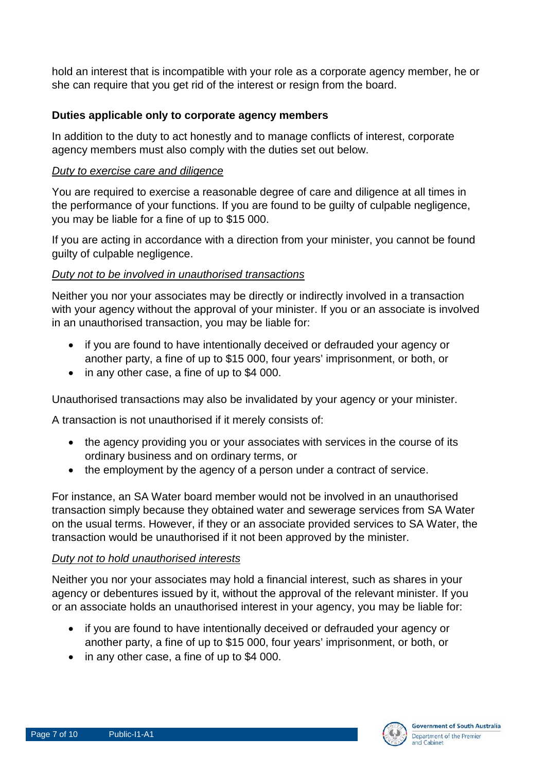hold an interest that is incompatible with your role as a corporate agency member, he or she can require that you get rid of the interest or resign from the board.

### Duties applicable only to corporate agency members

In addition to the duty to act honestly and to manage conflicts of interest, corporate agency members must also comply with the duties set out below.

#### *Duty to exercise care and diligence*

You are required to exercise a reasonable degree of care and diligence at all times in the performance of your functions. If you are found to be guilty of culpable negligence, you may be liable for a fine of up to $15 000.

If you are acting in accordance with a direction from your minister, you cannot be found guilty of culpable negligence.

#### *Duty not to be involved in unauthorised transactions*

Neither you nor your associates may be directly or indirectly involved in a transaction with your agency without the approval of your minister. If you or an associate is involved in an unauthorised transaction, you may be liable for:

- if you are found to have intentionally deceived or defrauded your agency or another party, a fine of up to $15 000, four years' imprisonment, or both, or
- in any other case, a fine of up to $4 000.

Unauthorised transactions may also be invalidated by your agency or your minister.

A transaction is not unauthorised if it merely consists of:

- the agency providing you or your associates with services in the course of its ordinary business and on ordinary terms, or
- the employment by the agency of a person under a contract of service.

For instance, an SA Water board member would not be involved in an unauthorised transaction simply because they obtained water and sewerage services from SA Water on the usual terms. However, if they or an associate provided services to SA Water, the transaction would be unauthorised if it not been approved by the minister.

#### *Duty not to hold unauthorised interests*

Neither you nor your associates may hold a financial interest, such as shares in your agency or debentures issued by it, without the approval of the relevant minister. If you or an associate holds an unauthorised interest in your agency, you may be liable for:

- if you are found to have intentionally deceived or defrauded your agency or another party, a fine of up to $15 000, four years' imprisonment, or both, or
- in any other case, a fine of up to $4 000.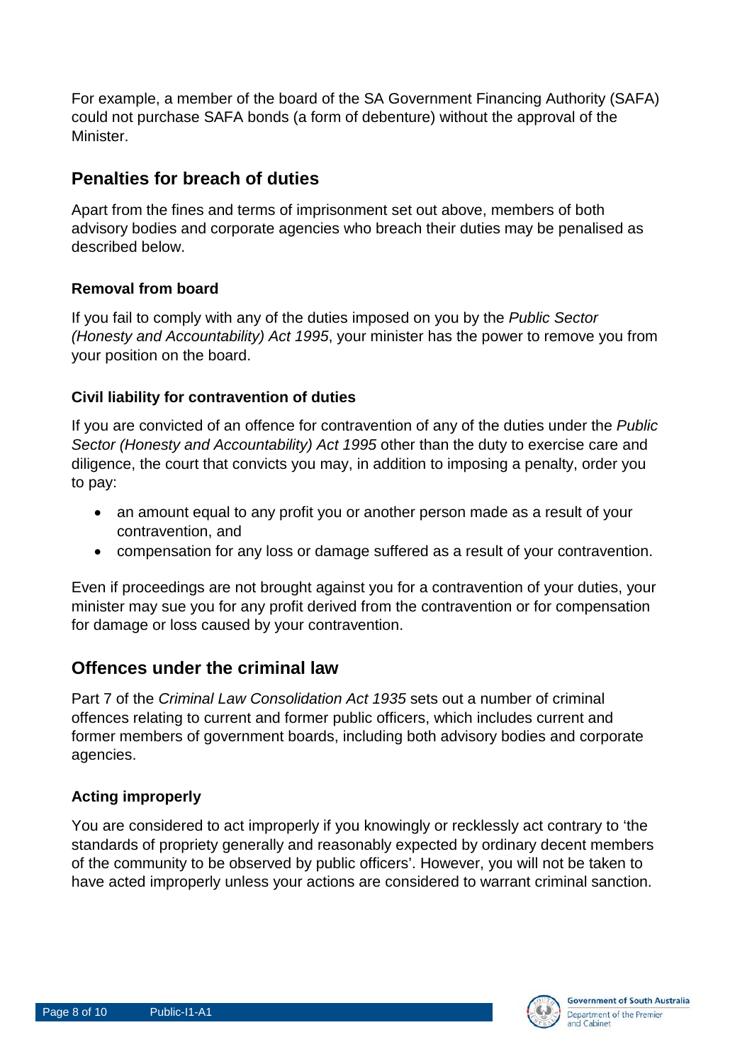For example, a member of the board of the SA Government Financing Authority (SAFA) could not purchase SAFA bonds (a form of debenture) without the approval of the Minister.

## Penalties for breach of duties

Apart from the fines and terms of imprisonment set out above, members of both advisory bodies and corporate agencies who breach their duties may be penalised as described below.

### Removal from board

If you fail to comply with any of the duties imposed on you by the *Public Sector (Honesty and Accountability) Act 1995*, your minister has the power to remove you from your position on the board.

### Civil liability for contravention of duties

If you are convicted of an offence for contravention of any of the duties under the *Public Sector (Honesty and Accountability) Act 1995* other than the duty to exercise care and diligence, the court that convicts you may, in addition to imposing a penalty, order you to pay:

- an amount equal to any profit you or another person made as a result of your contravention, and
- compensation for any loss or damage suffered as a result of your contravention.

Even if proceedings are not brought against you for a contravention of your duties, your minister may sue you for any profit derived from the contravention or for compensation for damage or loss caused by your contravention.

## Offences under the criminal law

Part 7 of the *Criminal Law Consolidation Act 1935* sets out a number of criminal offences relating to current and former public officers, which includes current and former members of government boards, including both advisory bodies and corporate agencies.

### Acting improperly

You are considered to act improperly if you knowingly or recklessly act contrary to 'the standards of propriety generally and reasonably expected by ordinary decent members of the community to be observed by public officers'. However, you will not be taken to have acted improperly unless your actions are considered to warrant criminal sanction.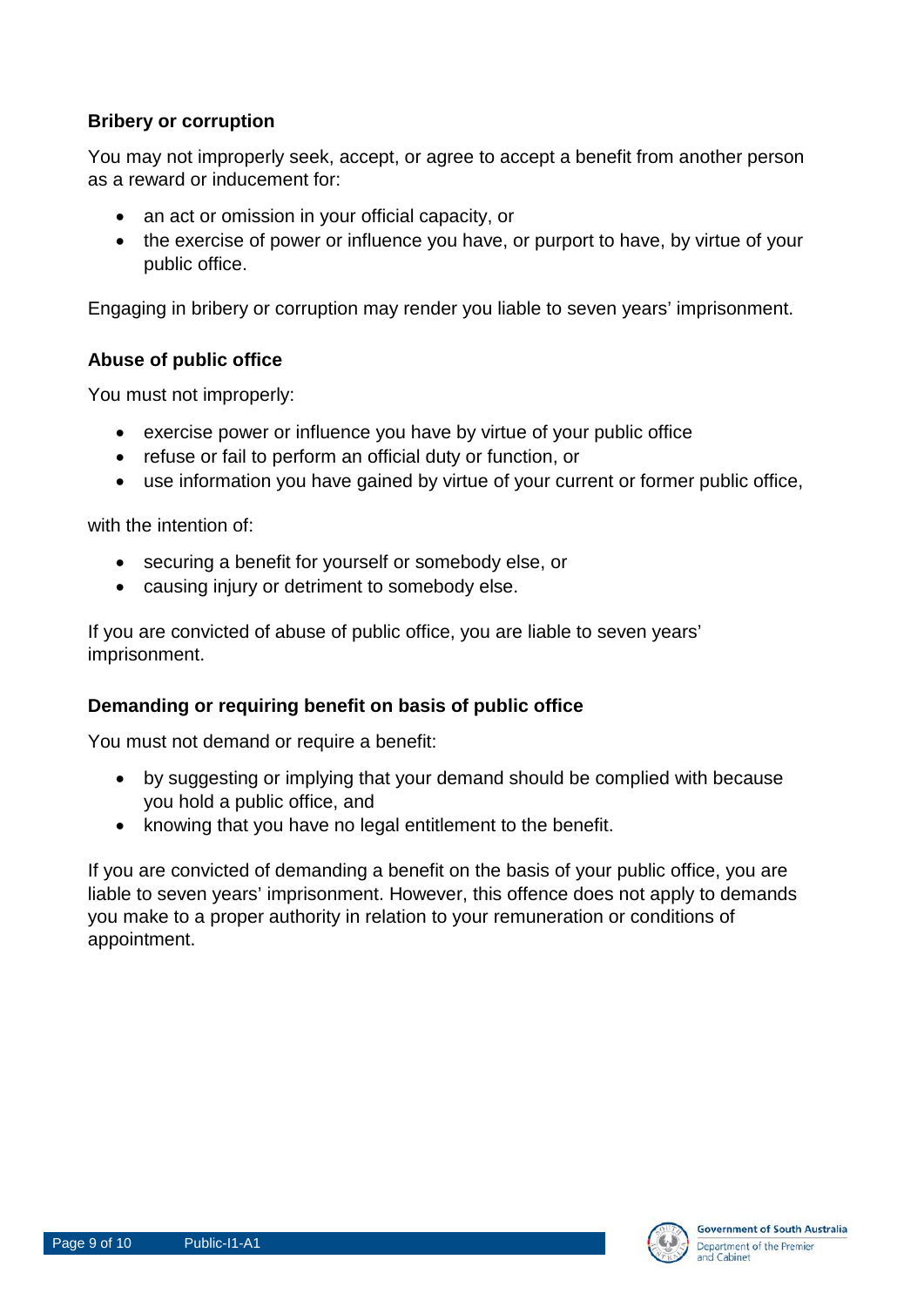**Bribery or corruption**

You may not improperly seek, accept, or agree to accept a benefit from another person as a reward or inducement for:

- an act or omission in your official capacity, or
- the exercise of power or influence you have, or purport to have, by virtue of your public office.

Engaging in bribery or corruption may render you liable to seven years' imprisonment.

**Abuse of public office**

You must not improperly:

- exercise power or influence you have by virtue of your public office
- refuse or fail to perform an official duty or function, or
- use information you have gained by virtue of your current or former public office,

with the intention of:

- securing a benefit for yourself or somebody else, or
- causing injury or detriment to somebody else.

If you are convicted of abuse of public office, you are liable to seven years' imprisonment.

**Demanding or requiring benefit on basis of public office**

You must not demand or require a benefit:

- by suggesting or implying that your demand should be complied with because you hold a public office, and
- knowing that you have no legal entitlement to the benefit.

If you are convicted of demanding a benefit on the basis of your public office, you are liable to seven years' imprisonment. However, this offence does not apply to demands you make to a proper authority in relation to your remuneration or conditions of appointment.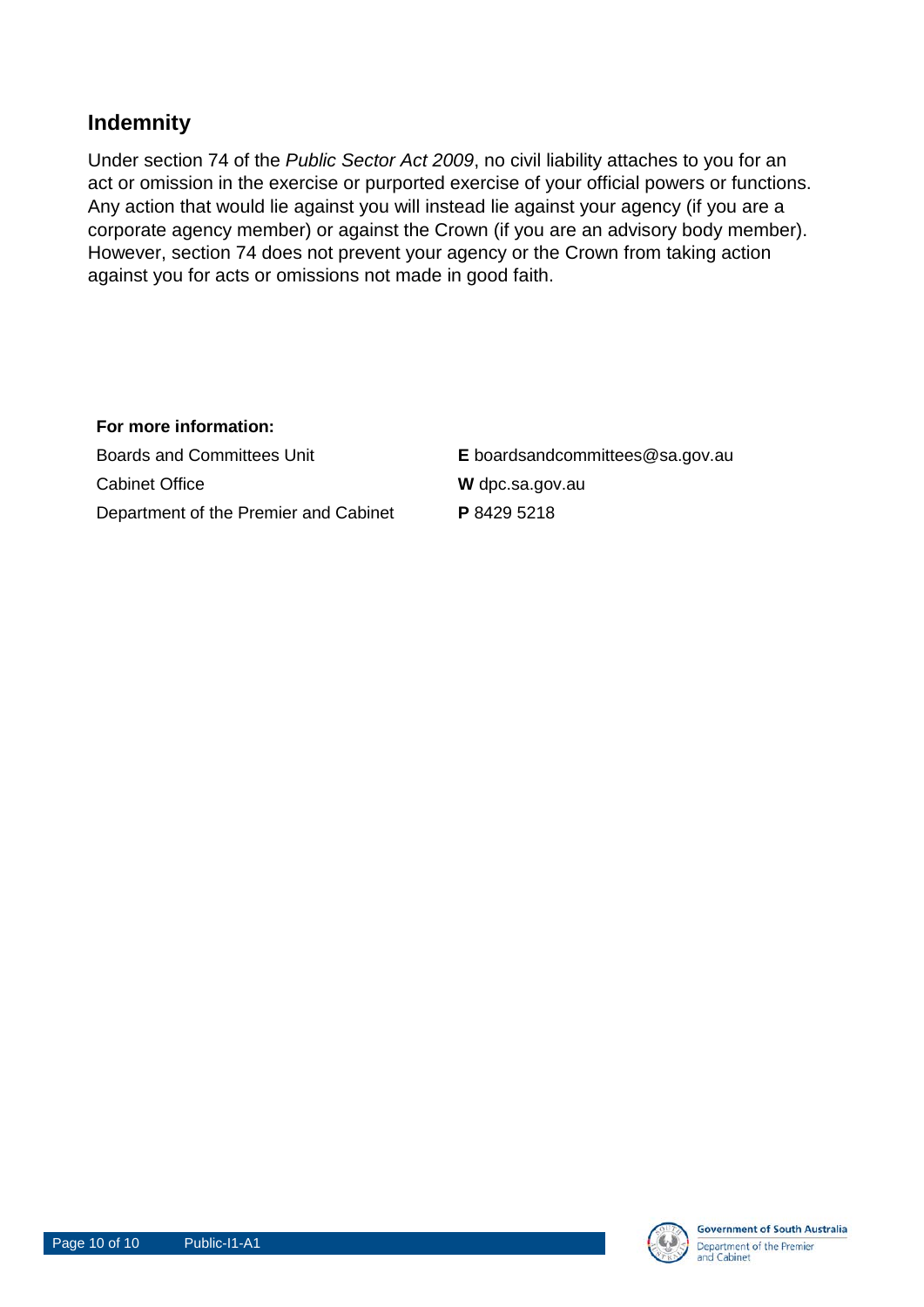## Indemnity

Under section 74 of the *Public Sector Act 2009*, no civil liability attaches to you for an act or omission in the exercise or purported exercise of your official powers or functions. Any action that would lie against you will instead lie against your agency (if you are a corporate agency member) or against the Crown (if you are an advisory body member). However, section 74 does not prevent your agency or the Crown from taking action against you for acts or omissions not made in good faith.

**For more information:**

Boards and Committees Unit
Cabinet Office
Department of the Premier and Cabinet

**E** boardsandcommittees@sa.gov.au
**W** dpc.sa.gov.au
**P** 8429 5218